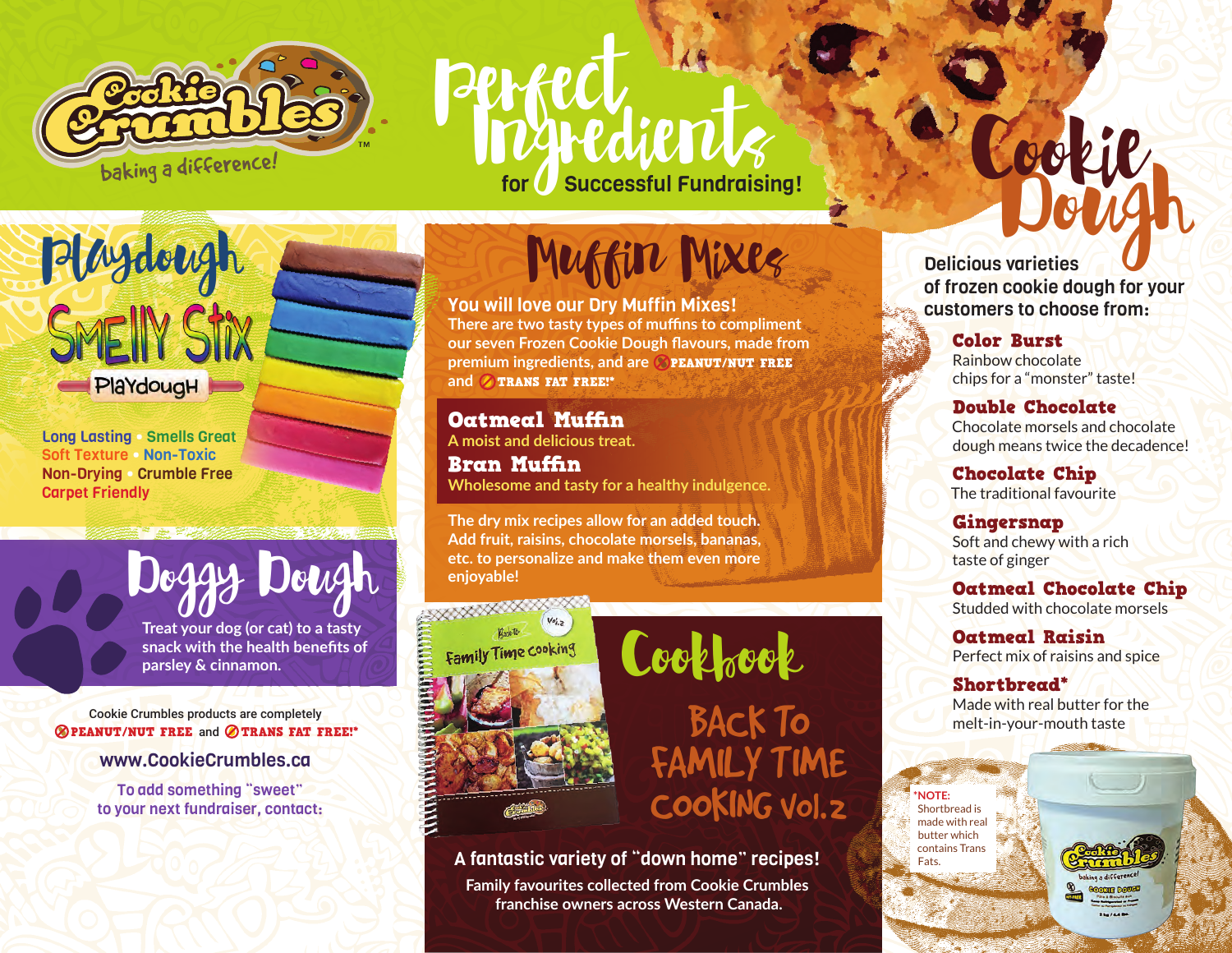# Cookie Crumbles

baking a difference!

# Perfect Ingredients for Successful Fundraising!

## Playdough

### Smelly Stix Playdough

Long Lasting • Smells Great
Soft Texture • Non-Toxic
Non-Drying • Crumble Free
Carpet Friendly

## Doggy Dough

Treat your dog (or cat) to a tasty snack with the health benefits of parsley & cinnamon.

Cookie Crumbles products are completely **PEANUT/NUT FREE** and **TRANS FAT FREE!***

**www.CookieCrumbles.ca**

To add something "sweet" to your next fundraiser, contact:

## Muffin Mixes

**You will love our Dry Muffin Mixes!**
There are two tasty types of muffins to compliment our seven Frozen Cookie Dough flavours, made from premium ingredients, and are **PEANUT/NUT FREE** and **TRANS FAT FREE!***

**Oatmeal Muffin**
A moist and delicious treat.

**Bran Muffin**
Wholesome and tasty for a healthy indulgence.

The dry mix recipes allow for an added touch. Add fruit, raisins, chocolate morsels, bananas, etc. to personalize and make them even more enjoyable!

## Cookbook

### BACK TO FAMILY TIME COOKING Vol.2

**A fantastic variety of "down home" recipes!**
Family favourites collected from Cookie Crumbles franchise owners across Western Canada.

## Cookie Dough

**Delicious varieties of frozen cookie dough for your customers to choose from:**

**Color Burst**
Rainbow chocolate chips for a "monster" taste!

**Double Chocolate**
Chocolate morsels and chocolate dough means twice the decadence!

**Chocolate Chip**
The traditional favourite

**Gingersnap**
Soft and chewy with a rich taste of ginger

**Oatmeal Chocolate Chip**
Studded with chocolate morsels

**Oatmeal Raisin**
Perfect mix of raisins and spice

**Shortbread***
Made with real butter for the melt-in-your-mouth taste

*NOTE: Shortbread is made with real butter which contains Trans Fats.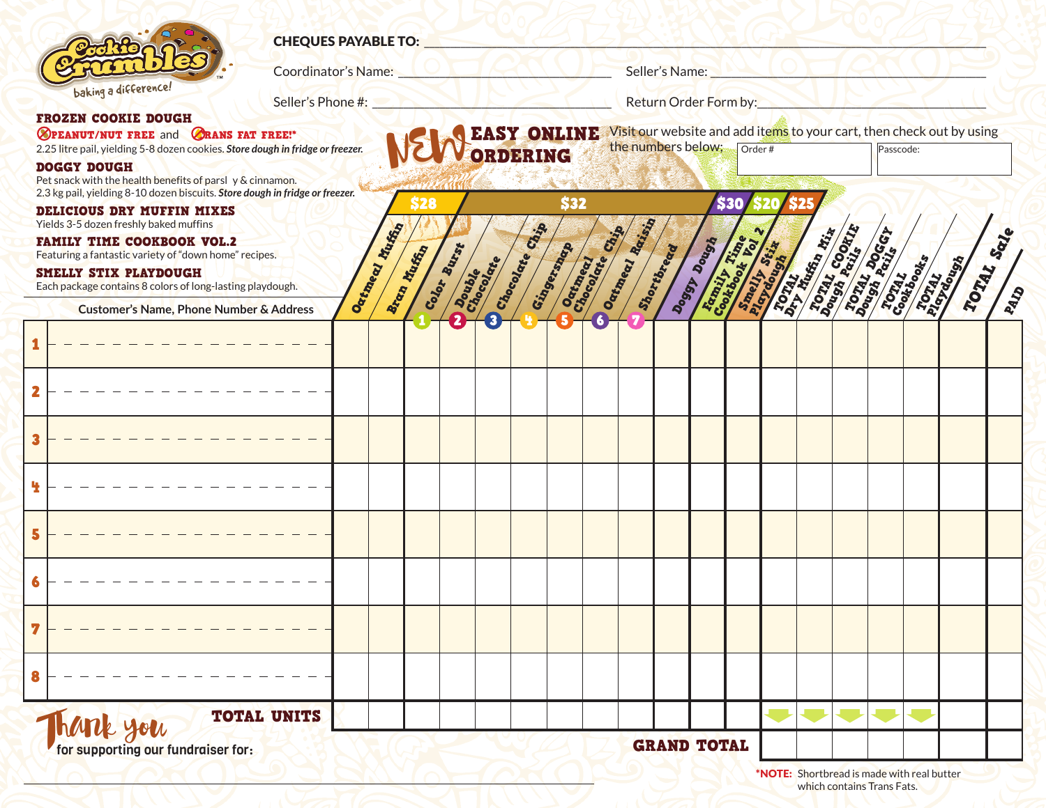Cookie Crumbles™ baking a difference!

CHEQUES PAYABLE TO: ______________________

Coordinator's Name: ______________________ Seller's Name: ______________________

Seller's Phone #: ______________________ Return Order Form by: ______________________

## FROZEN COOKIE DOUGH

PEANUT/NUT FREE and TRANS FAT FREE!*

2.25 litre pail, yielding 5-8 dozen cookies. *Store dough in fridge or freezer.*

## DOGGY DOUGH

Pet snack with the health benefits of parsl y & cinnamon.
2.3 kg pail, yielding 8-10 dozen biscuits. *Store dough in fridge or freezer.*

## DELICIOUS DRY MUFFIN MIXES

Yields 3-5 dozen freshly baked muffins

## FAMILY TIME COOKBOOK VOL.2

Featuring a fantastic variety of "down home" recipes.

## SMELLY STIX PLAYDOUGH

Each package contains 8 colors of long-lasting playdough.

**NEW EASY ONLINE ORDERING** Visit our website and add items to your cart, then check out by using the numbers below: Order # ______ Passcode: ______

| | Customer's Name, Phone Number & Address | $28 Oatmeal Muffin | $28 Bran Muffin | $32 Color Burst (1) | $32 Double Chocolate (2) | $32 Chocolate Chip (3) | $32 Gingersnap (4) | $32 Oatmeal Chocolate Chip (5) | $32 Oatmeal Raisin (6) | $32 Shortbread (7) | $30 Doggy Dough | $20 Family Time Cookbook Vol 2 | $25 Smelly Stix Playdough | TOTAL Dry Muffin Mix | TOTAL COOKIE Dough Pails | TOTAL DOGGY Dough Pails | TOTAL Cookbooks | TOTAL Playdough | TOTAL Sale | PAID |
|---|---|---|---|---|---|---|---|---|---|---|---|---|---|---|---|---|---|---|---|---|
| 1 | | | | | | | | | | | | | | | | | | | | |
| 2 | | | | | | | | | | | | | | | | | | | | |
| 3 | | | | | | | | | | | | | | | | | | | | |
| 4 | | | | | | | | | | | | | | | | | | | | |
| 5 | | | | | | | | | | | | | | | | | | | | |
| 6 | | | | | | | | | | | | | | | | | | | | |
| 7 | | | | | | | | | | | | | | | | | | | | |
| 8 | | | | | | | | | | | | | | | | | | | | |
| | **TOTAL UNITS** | | | | | | | | | | | | | | | | | | | |
| | | | | | | | | | | | | | **GRAND TOTAL** | | | | | | | |

Thank you for supporting our fundraiser for: ______________________

***NOTE:** Shortbread is made with real butter which contains Trans Fats.